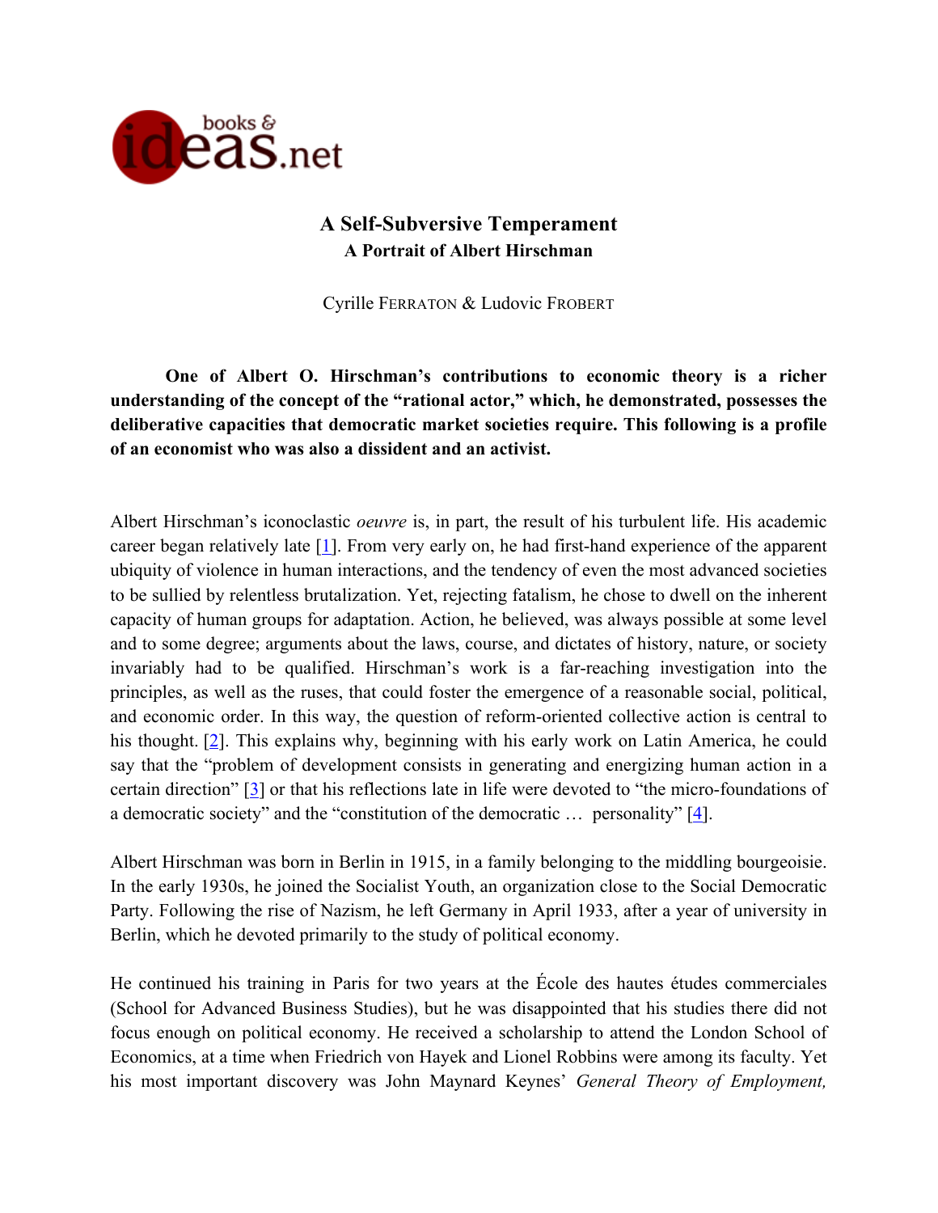# A Self-Subversive Temperament

## A Portrait of Albert Hirschman

Cyrille FERRATON & Ludovic FROBERT

**One of Albert O. Hirschman's contributions to economic theory is a richer understanding of the concept of the "rational actor," which, he demonstrated, possesses the deliberative capacities that democratic market societies require. This following is a profile of an economist who was also a dissident and an activist.**

Albert Hirschman's iconoclastic *oeuvre* is, in part, the result of his turbulent life. His academic career began relatively late [1]. From very early on, he had first-hand experience of the apparent ubiquity of violence in human interactions, and the tendency of even the most advanced societies to be sullied by relentless brutalization. Yet, rejecting fatalism, he chose to dwell on the inherent capacity of human groups for adaptation. Action, he believed, was always possible at some level and to some degree; arguments about the laws, course, and dictates of history, nature, or society invariably had to be qualified. Hirschman's work is a far-reaching investigation into the principles, as well as the ruses, that could foster the emergence of a reasonable social, political, and economic order. In this way, the question of reform-oriented collective action is central to his thought. [2]. This explains why, beginning with his early work on Latin America, he could say that the "problem of development consists in generating and energizing human action in a certain direction" [3] or that his reflections late in life were devoted to "the micro-foundations of a democratic society" and the "constitution of the democratic … personality" [4].

Albert Hirschman was born in Berlin in 1915, in a family belonging to the middling bourgeoisie. In the early 1930s, he joined the Socialist Youth, an organization close to the Social Democratic Party. Following the rise of Nazism, he left Germany in April 1933, after a year of university in Berlin, which he devoted primarily to the study of political economy.

He continued his training in Paris for two years at the École des hautes études commerciales (School for Advanced Business Studies), but he was disappointed that his studies there did not focus enough on political economy. He received a scholarship to attend the London School of Economics, at a time when Friedrich von Hayek and Lionel Robbins were among its faculty. Yet his most important discovery was John Maynard Keynes' *General Theory of Employment,*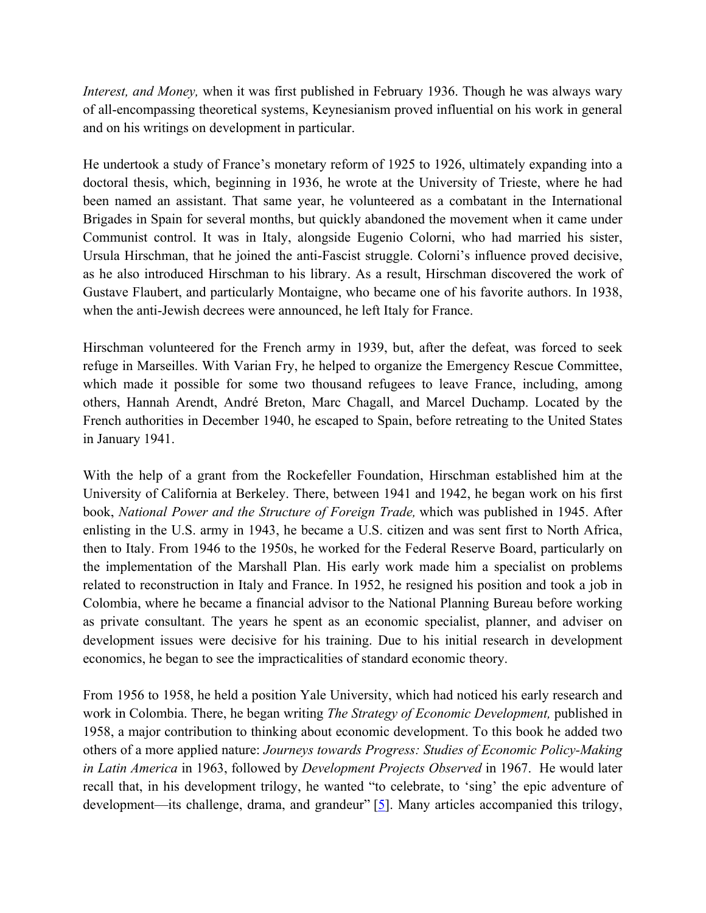*Interest, and Money,* when it was first published in February 1936. Though he was always wary of all-encompassing theoretical systems, Keynesianism proved influential on his work in general and on his writings on development in particular.

He undertook a study of France's monetary reform of 1925 to 1926, ultimately expanding into a doctoral thesis, which, beginning in 1936, he wrote at the University of Trieste, where he had been named an assistant. That same year, he volunteered as a combatant in the International Brigades in Spain for several months, but quickly abandoned the movement when it came under Communist control. It was in Italy, alongside Eugenio Colorni, who had married his sister, Ursula Hirschman, that he joined the anti-Fascist struggle. Colorni's influence proved decisive, as he also introduced Hirschman to his library. As a result, Hirschman discovered the work of Gustave Flaubert, and particularly Montaigne, who became one of his favorite authors. In 1938, when the anti-Jewish decrees were announced, he left Italy for France.

Hirschman volunteered for the French army in 1939, but, after the defeat, was forced to seek refuge in Marseilles. With Varian Fry, he helped to organize the Emergency Rescue Committee, which made it possible for some two thousand refugees to leave France, including, among others, Hannah Arendt, André Breton, Marc Chagall, and Marcel Duchamp. Located by the French authorities in December 1940, he escaped to Spain, before retreating to the United States in January 1941.

With the help of a grant from the Rockefeller Foundation, Hirschman established him at the University of California at Berkeley. There, between 1941 and 1942, he began work on his first book, *National Power and the Structure of Foreign Trade,* which was published in 1945. After enlisting in the U.S. army in 1943, he became a U.S. citizen and was sent first to North Africa, then to Italy. From 1946 to the 1950s, he worked for the Federal Reserve Board, particularly on the implementation of the Marshall Plan. His early work made him a specialist on problems related to reconstruction in Italy and France. In 1952, he resigned his position and took a job in Colombia, where he became a financial advisor to the National Planning Bureau before working as private consultant. The years he spent as an economic specialist, planner, and adviser on development issues were decisive for his training. Due to his initial research in development economics, he began to see the impracticalities of standard economic theory.

From 1956 to 1958, he held a position Yale University, which had noticed his early research and work in Colombia. There, he began writing *The Strategy of Economic Development,* published in 1958, a major contribution to thinking about economic development. To this book he added two others of a more applied nature: *Journeys towards Progress: Studies of Economic Policy-Making in Latin America* in 1963, followed by *Development Projects Observed* in 1967. He would later recall that, in his development trilogy, he wanted "to celebrate, to 'sing' the epic adventure of development—its challenge, drama, and grandeur" [5]. Many articles accompanied this trilogy,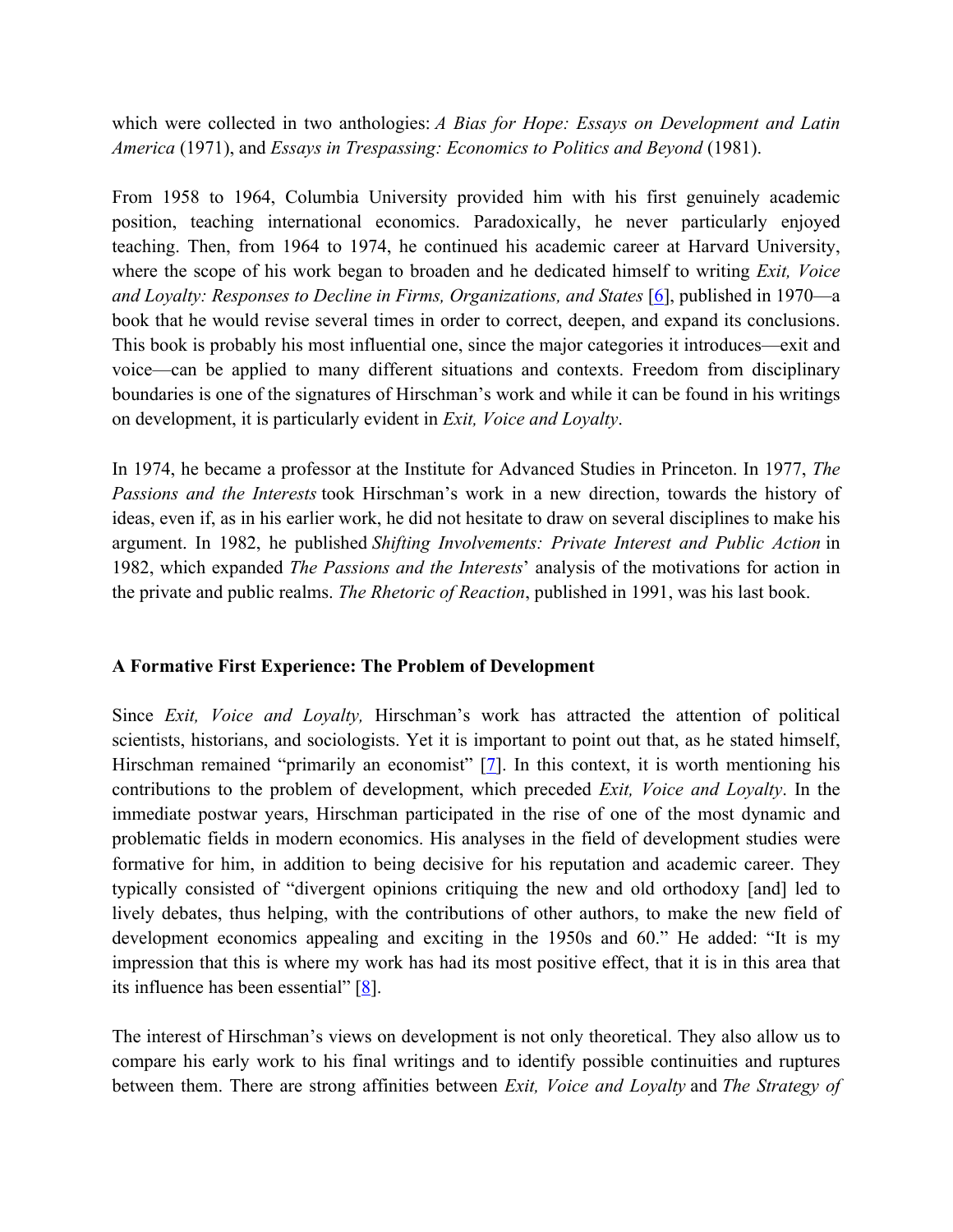which were collected in two anthologies: *A Bias for Hope: Essays on Development and Latin America* (1971), and *Essays in Trespassing: Economics to Politics and Beyond* (1981).

From 1958 to 1964, Columbia University provided him with his first genuinely academic position, teaching international economics. Paradoxically, he never particularly enjoyed teaching. Then, from 1964 to 1974, he continued his academic career at Harvard University, where the scope of his work began to broaden and he dedicated himself to writing *Exit, Voice and Loyalty: Responses to Decline in Firms, Organizations, and States* [6], published in 1970—a book that he would revise several times in order to correct, deepen, and expand its conclusions. This book is probably his most influential one, since the major categories it introduces—exit and voice—can be applied to many different situations and contexts. Freedom from disciplinary boundaries is one of the signatures of Hirschman's work and while it can be found in his writings on development, it is particularly evident in *Exit, Voice and Loyalty*.

In 1974, he became a professor at the Institute for Advanced Studies in Princeton. In 1977, *The Passions and the Interests* took Hirschman's work in a new direction, towards the history of ideas, even if, as in his earlier work, he did not hesitate to draw on several disciplines to make his argument. In 1982, he published *Shifting Involvements: Private Interest and Public Action* in 1982, which expanded *The Passions and the Interests*' analysis of the motivations for action in the private and public realms. *The Rhetoric of Reaction*, published in 1991, was his last book.

## A Formative First Experience: The Problem of Development

Since *Exit, Voice and Loyalty,* Hirschman's work has attracted the attention of political scientists, historians, and sociologists. Yet it is important to point out that, as he stated himself, Hirschman remained "primarily an economist" [7]. In this context, it is worth mentioning his contributions to the problem of development, which preceded *Exit, Voice and Loyalty*. In the immediate postwar years, Hirschman participated in the rise of one of the most dynamic and problematic fields in modern economics. His analyses in the field of development studies were formative for him, in addition to being decisive for his reputation and academic career. They typically consisted of "divergent opinions critiquing the new and old orthodoxy [and] led to lively debates, thus helping, with the contributions of other authors, to make the new field of development economics appealing and exciting in the 1950s and 60." He added: "It is my impression that this is where my work has had its most positive effect, that it is in this area that its influence has been essential" [8].

The interest of Hirschman's views on development is not only theoretical. They also allow us to compare his early work to his final writings and to identify possible continuities and ruptures between them. There are strong affinities between *Exit, Voice and Loyalty* and *The Strategy of*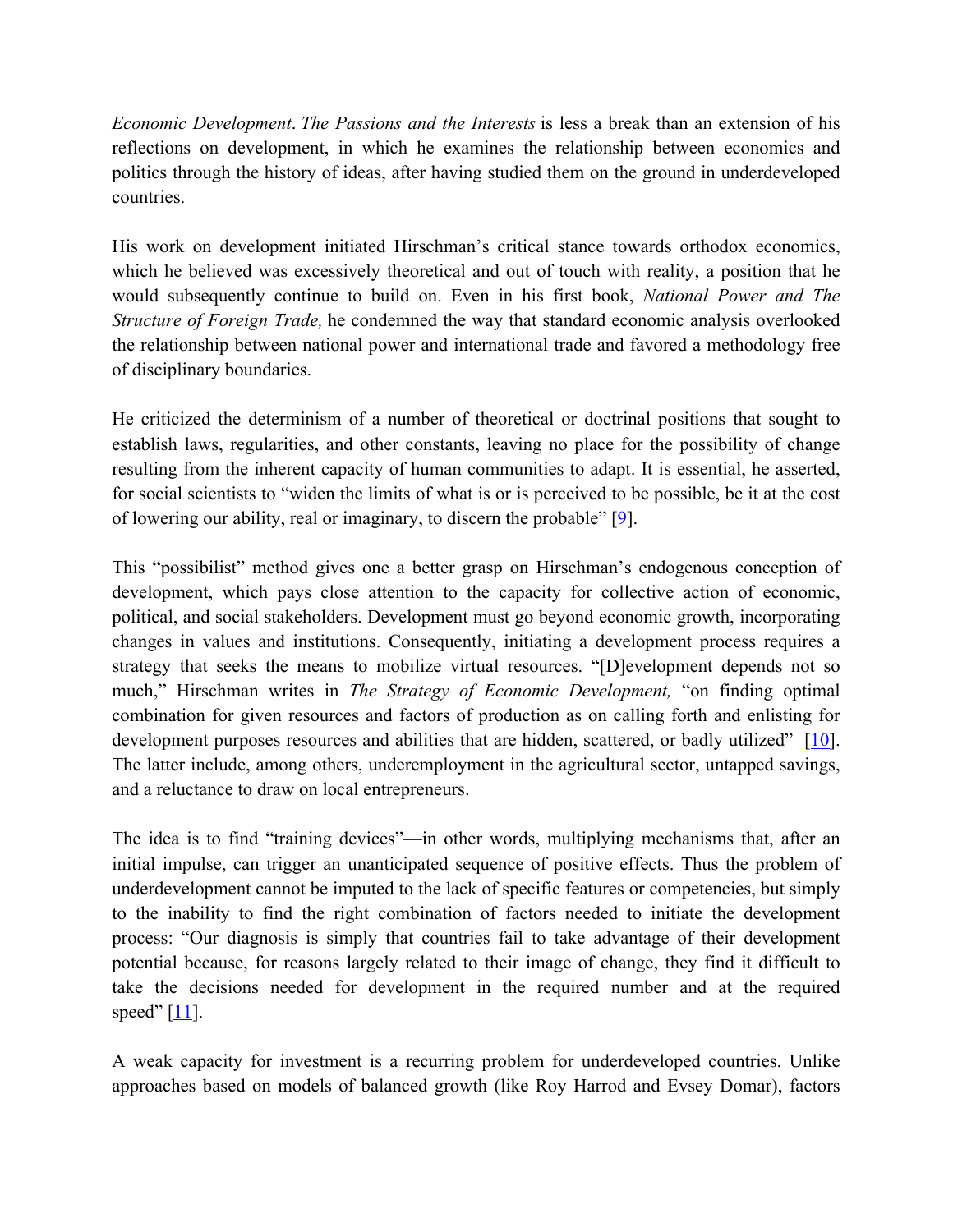*Economic Development*. *The Passions and the Interests* is less a break than an extension of his reflections on development, in which he examines the relationship between economics and politics through the history of ideas, after having studied them on the ground in underdeveloped countries.

His work on development initiated Hirschman's critical stance towards orthodox economics, which he believed was excessively theoretical and out of touch with reality, a position that he would subsequently continue to build on. Even in his first book, *National Power and The Structure of Foreign Trade,* he condemned the way that standard economic analysis overlooked the relationship between national power and international trade and favored a methodology free of disciplinary boundaries.

He criticized the determinism of a number of theoretical or doctrinal positions that sought to establish laws, regularities, and other constants, leaving no place for the possibility of change resulting from the inherent capacity of human communities to adapt. It is essential, he asserted, for social scientists to "widen the limits of what is or is perceived to be possible, be it at the cost of lowering our ability, real or imaginary, to discern the probable" [9].

This "possibilist" method gives one a better grasp on Hirschman's endogenous conception of development, which pays close attention to the capacity for collective action of economic, political, and social stakeholders. Development must go beyond economic growth, incorporating changes in values and institutions. Consequently, initiating a development process requires a strategy that seeks the means to mobilize virtual resources. "[D]evelopment depends not so much," Hirschman writes in *The Strategy of Economic Development,* "on finding optimal combination for given resources and factors of production as on calling forth and enlisting for development purposes resources and abilities that are hidden, scattered, or badly utilized" [10]. The latter include, among others, underemployment in the agricultural sector, untapped savings, and a reluctance to draw on local entrepreneurs.

The idea is to find "training devices"—in other words, multiplying mechanisms that, after an initial impulse, can trigger an unanticipated sequence of positive effects. Thus the problem of underdevelopment cannot be imputed to the lack of specific features or competencies, but simply to the inability to find the right combination of factors needed to initiate the development process: "Our diagnosis is simply that countries fail to take advantage of their development potential because, for reasons largely related to their image of change, they find it difficult to take the decisions needed for development in the required number and at the required speed" [11].

A weak capacity for investment is a recurring problem for underdeveloped countries. Unlike approaches based on models of balanced growth (like Roy Harrod and Evsey Domar), factors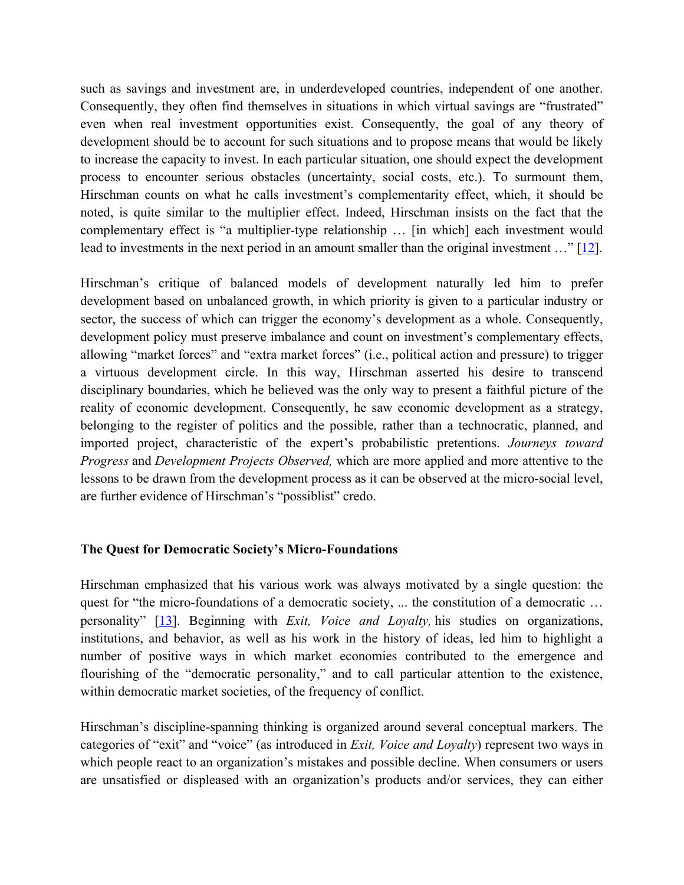such as savings and investment are, in underdeveloped countries, independent of one another. Consequently, they often find themselves in situations in which virtual savings are "frustrated" even when real investment opportunities exist. Consequently, the goal of any theory of development should be to account for such situations and to propose means that would be likely to increase the capacity to invest. In each particular situation, one should expect the development process to encounter serious obstacles (uncertainty, social costs, etc.). To surmount them, Hirschman counts on what he calls investment's complementarity effect, which, it should be noted, is quite similar to the multiplier effect. Indeed, Hirschman insists on the fact that the complementary effect is "a multiplier-type relationship … [in which] each investment would lead to investments in the next period in an amount smaller than the original investment …" [12].

Hirschman's critique of balanced models of development naturally led him to prefer development based on unbalanced growth, in which priority is given to a particular industry or sector, the success of which can trigger the economy's development as a whole. Consequently, development policy must preserve imbalance and count on investment's complementary effects, allowing "market forces" and "extra market forces" (i.e., political action and pressure) to trigger a virtuous development circle. In this way, Hirschman asserted his desire to transcend disciplinary boundaries, which he believed was the only way to present a faithful picture of the reality of economic development. Consequently, he saw economic development as a strategy, belonging to the register of politics and the possible, rather than a technocratic, planned, and imported project, characteristic of the expert's probabilistic pretentions. *Journeys toward Progress* and *Development Projects Observed,* which are more applied and more attentive to the lessons to be drawn from the development process as it can be observed at the micro-social level, are further evidence of Hirschman's "possiblist" credo.

## The Quest for Democratic Society's Micro-Foundations

Hirschman emphasized that his various work was always motivated by a single question: the quest for "the micro-foundations of a democratic society, ... the constitution of a democratic … personality" [13]. Beginning with *Exit, Voice and Loyalty,* his studies on organizations, institutions, and behavior, as well as his work in the history of ideas, led him to highlight a number of positive ways in which market economies contributed to the emergence and flourishing of the "democratic personality," and to call particular attention to the existence, within democratic market societies, of the frequency of conflict.

Hirschman's discipline-spanning thinking is organized around several conceptual markers. The categories of "exit" and "voice" (as introduced in *Exit, Voice and Loyalty*) represent two ways in which people react to an organization's mistakes and possible decline. When consumers or users are unsatisfied or displeased with an organization's products and/or services, they can either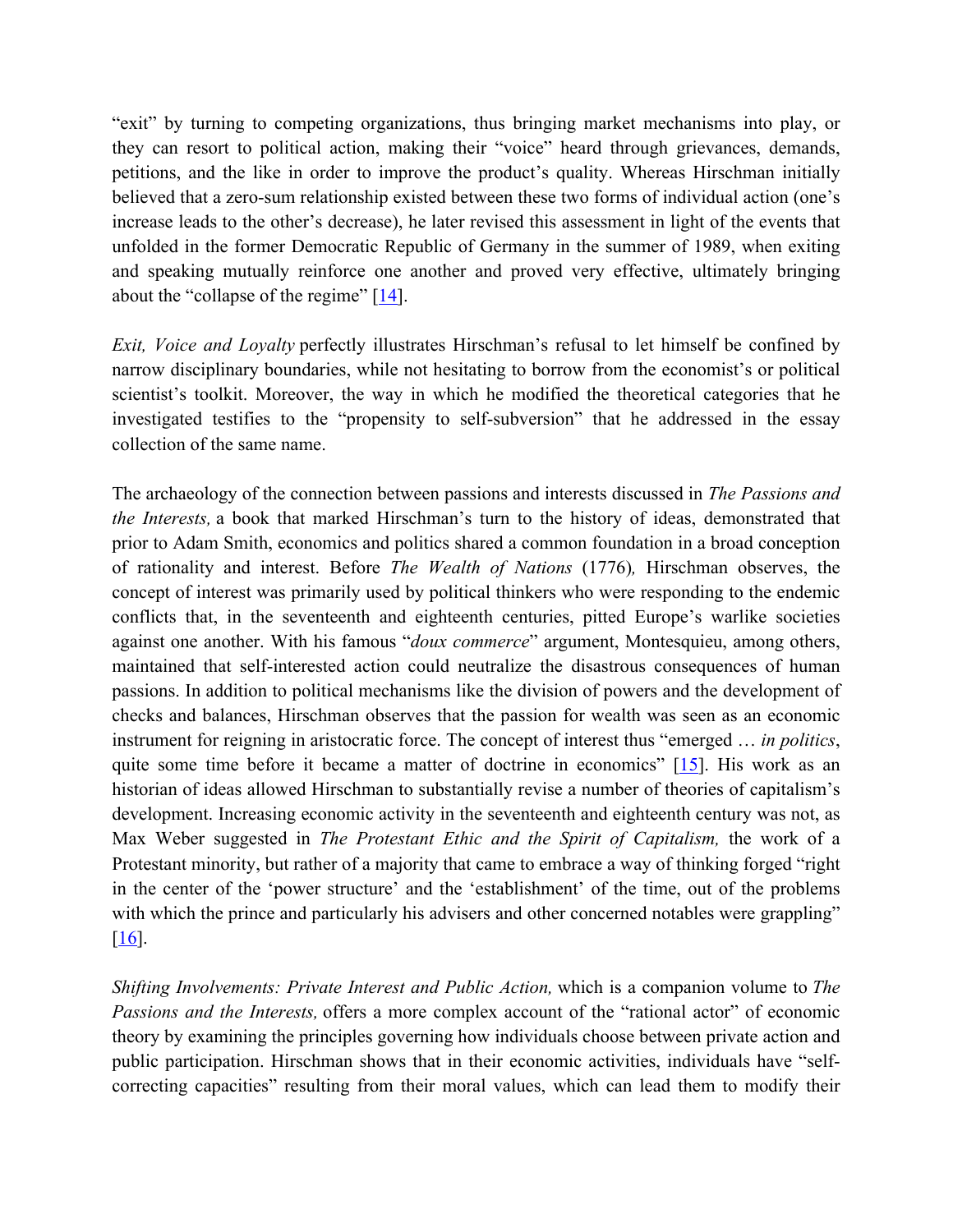"exit" by turning to competing organizations, thus bringing market mechanisms into play, or they can resort to political action, making their "voice" heard through grievances, demands, petitions, and the like in order to improve the product's quality. Whereas Hirschman initially believed that a zero-sum relationship existed between these two forms of individual action (one's increase leads to the other's decrease), he later revised this assessment in light of the events that unfolded in the former Democratic Republic of Germany in the summer of 1989, when exiting and speaking mutually reinforce one another and proved very effective, ultimately bringing about the "collapse of the regime" [14].

*Exit, Voice and Loyalty* perfectly illustrates Hirschman's refusal to let himself be confined by narrow disciplinary boundaries, while not hesitating to borrow from the economist's or political scientist's toolkit. Moreover, the way in which he modified the theoretical categories that he investigated testifies to the "propensity to self-subversion" that he addressed in the essay collection of the same name.

The archaeology of the connection between passions and interests discussed in *The Passions and the Interests,* a book that marked Hirschman's turn to the history of ideas, demonstrated that prior to Adam Smith, economics and politics shared a common foundation in a broad conception of rationality and interest. Before *The Wealth of Nations* (1776)*,* Hirschman observes, the concept of interest was primarily used by political thinkers who were responding to the endemic conflicts that, in the seventeenth and eighteenth centuries, pitted Europe's warlike societies against one another. With his famous "*doux commerce*" argument, Montesquieu, among others, maintained that self-interested action could neutralize the disastrous consequences of human passions. In addition to political mechanisms like the division of powers and the development of checks and balances, Hirschman observes that the passion for wealth was seen as an economic instrument for reigning in aristocratic force. The concept of interest thus "emerged … *in politics*, quite some time before it became a matter of doctrine in economics" [15]. His work as an historian of ideas allowed Hirschman to substantially revise a number of theories of capitalism's development. Increasing economic activity in the seventeenth and eighteenth century was not, as Max Weber suggested in *The Protestant Ethic and the Spirit of Capitalism,* the work of a Protestant minority, but rather of a majority that came to embrace a way of thinking forged "right in the center of the 'power structure' and the 'establishment' of the time, out of the problems with which the prince and particularly his advisers and other concerned notables were grappling" [16].

*Shifting Involvements: Private Interest and Public Action,* which is a companion volume to *The Passions and the Interests,* offers a more complex account of the "rational actor" of economic theory by examining the principles governing how individuals choose between private action and public participation. Hirschman shows that in their economic activities, individuals have "self-correcting capacities" resulting from their moral values, which can lead them to modify their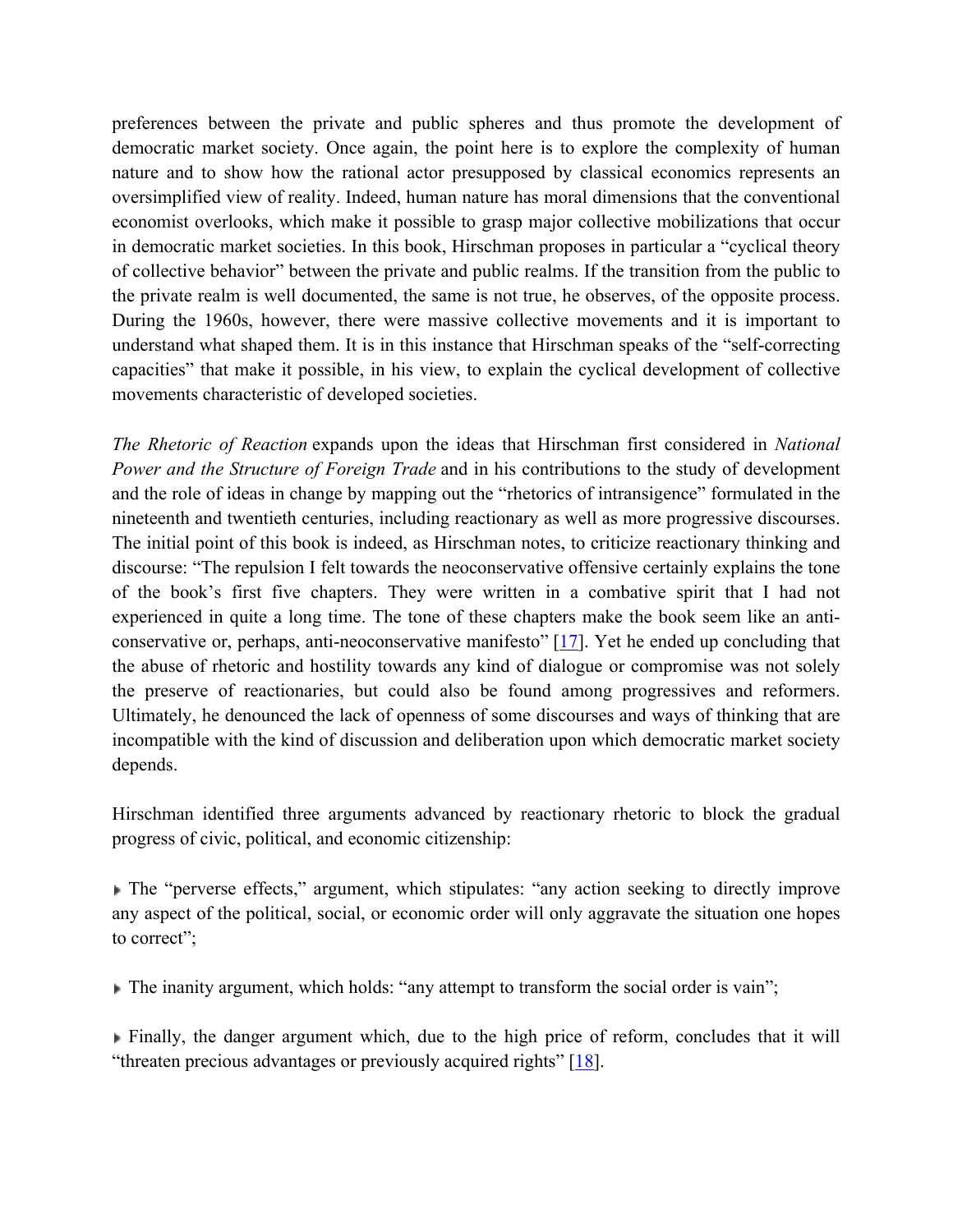preferences between the private and public spheres and thus promote the development of democratic market society. Once again, the point here is to explore the complexity of human nature and to show how the rational actor presupposed by classical economics represents an oversimplified view of reality. Indeed, human nature has moral dimensions that the conventional economist overlooks, which make it possible to grasp major collective mobilizations that occur in democratic market societies. In this book, Hirschman proposes in particular a "cyclical theory of collective behavior" between the private and public realms. If the transition from the public to the private realm is well documented, the same is not true, he observes, of the opposite process. During the 1960s, however, there were massive collective movements and it is important to understand what shaped them. It is in this instance that Hirschman speaks of the "self-correcting capacities" that make it possible, in his view, to explain the cyclical development of collective movements characteristic of developed societies.

*The Rhetoric of Reaction* expands upon the ideas that Hirschman first considered in *National Power and the Structure of Foreign Trade* and in his contributions to the study of development and the role of ideas in change by mapping out the "rhetorics of intransigence" formulated in the nineteenth and twentieth centuries, including reactionary as well as more progressive discourses. The initial point of this book is indeed, as Hirschman notes, to criticize reactionary thinking and discourse: "The repulsion I felt towards the neoconservative offensive certainly explains the tone of the book's first five chapters. They were written in a combative spirit that I had not experienced in quite a long time. The tone of these chapters make the book seem like an anti-conservative or, perhaps, anti-neoconservative manifesto" [17]. Yet he ended up concluding that the abuse of rhetoric and hostility towards any kind of dialogue or compromise was not solely the preserve of reactionaries, but could also be found among progressives and reformers. Ultimately, he denounced the lack of openness of some discourses and ways of thinking that are incompatible with the kind of discussion and deliberation upon which democratic market society depends.

Hirschman identified three arguments advanced by reactionary rhetoric to block the gradual progress of civic, political, and economic citizenship:

- The "perverse effects," argument, which stipulates: "any action seeking to directly improve any aspect of the political, social, or economic order will only aggravate the situation one hopes to correct";

- The inanity argument, which holds: "any attempt to transform the social order is vain";

- Finally, the danger argument which, due to the high price of reform, concludes that it will "threaten precious advantages or previously acquired rights" [18].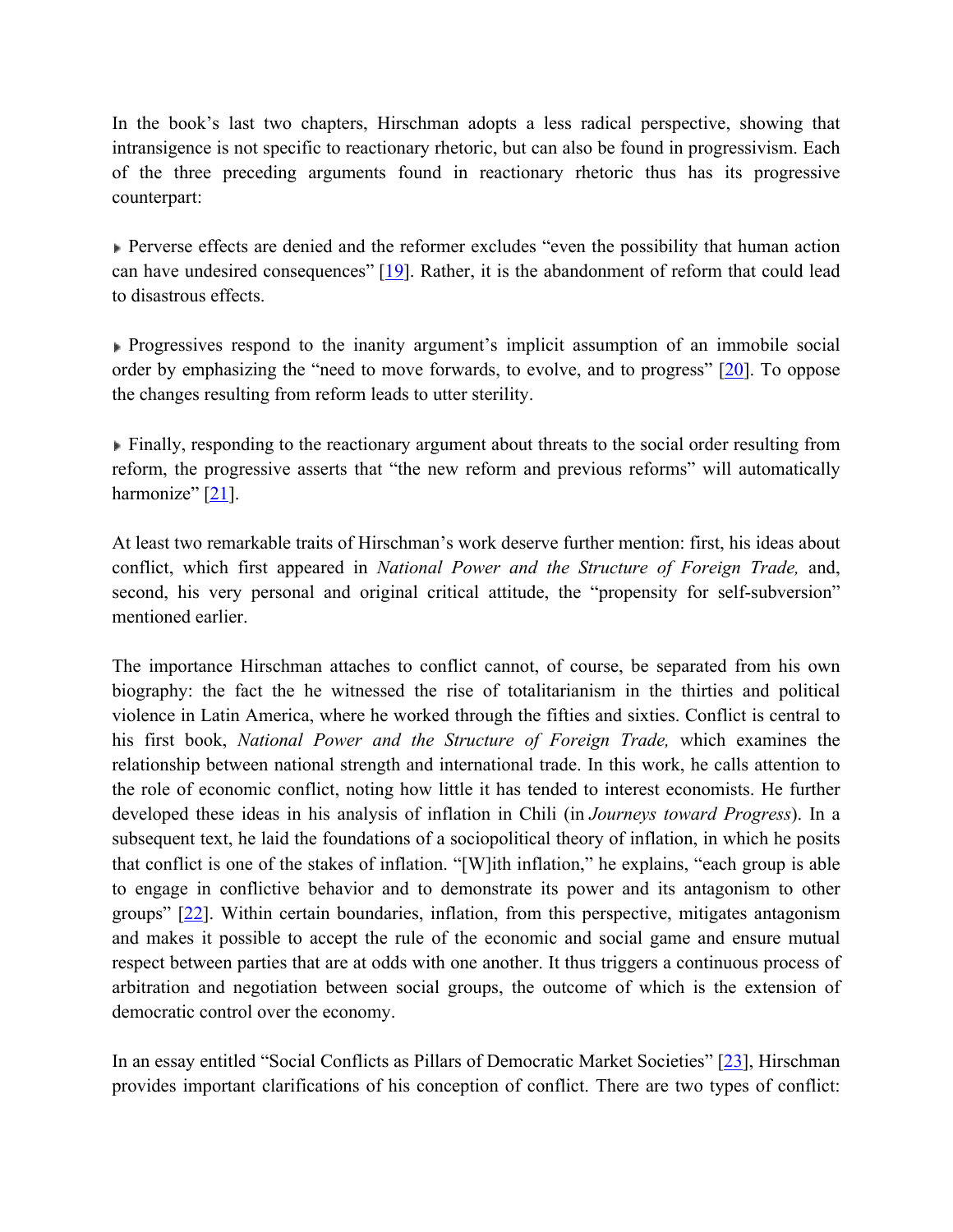In the book's last two chapters, Hirschman adopts a less radical perspective, showing that intransigence is not specific to reactionary rhetoric, but can also be found in progressivism. Each of the three preceding arguments found in reactionary rhetoric thus has its progressive counterpart:

- Perverse effects are denied and the reformer excludes "even the possibility that human action can have undesired consequences" [19]. Rather, it is the abandonment of reform that could lead to disastrous effects.

- Progressives respond to the inanity argument's implicit assumption of an immobile social order by emphasizing the "need to move forwards, to evolve, and to progress" [20]. To oppose the changes resulting from reform leads to utter sterility.

- Finally, responding to the reactionary argument about threats to the social order resulting from reform, the progressive asserts that "the new reform and previous reforms" will automatically harmonize" [21].

At least two remarkable traits of Hirschman's work deserve further mention: first, his ideas about conflict, which first appeared in *National Power and the Structure of Foreign Trade,* and, second, his very personal and original critical attitude, the "propensity for self-subversion" mentioned earlier.

The importance Hirschman attaches to conflict cannot, of course, be separated from his own biography: the fact the he witnessed the rise of totalitarianism in the thirties and political violence in Latin America, where he worked through the fifties and sixties. Conflict is central to his first book, *National Power and the Structure of Foreign Trade,* which examines the relationship between national strength and international trade. In this work, he calls attention to the role of economic conflict, noting how little it has tended to interest economists. He further developed these ideas in his analysis of inflation in Chili (in *Journeys toward Progress*). In a subsequent text, he laid the foundations of a sociopolitical theory of inflation, in which he posits that conflict is one of the stakes of inflation. "[W]ith inflation," he explains, "each group is able to engage in conflictive behavior and to demonstrate its power and its antagonism to other groups" [22]. Within certain boundaries, inflation, from this perspective, mitigates antagonism and makes it possible to accept the rule of the economic and social game and ensure mutual respect between parties that are at odds with one another. It thus triggers a continuous process of arbitration and negotiation between social groups, the outcome of which is the extension of democratic control over the economy.

In an essay entitled "Social Conflicts as Pillars of Democratic Market Societies" [23], Hirschman provides important clarifications of his conception of conflict. There are two types of conflict: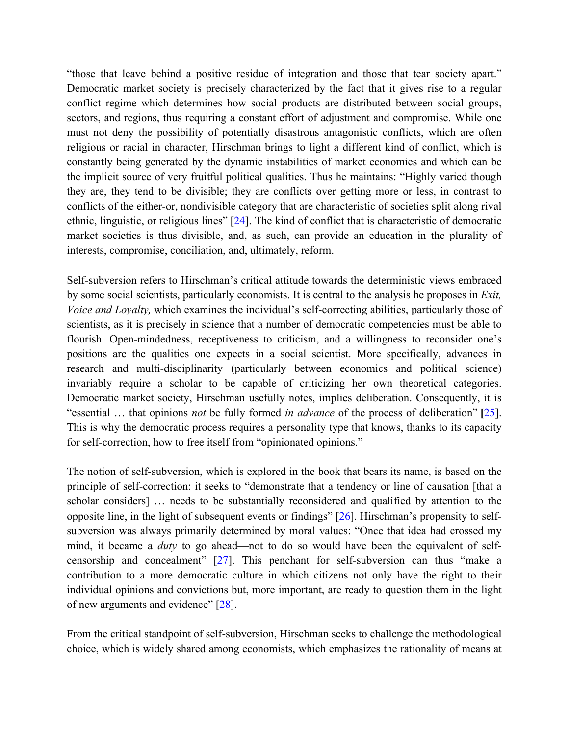"those that leave behind a positive residue of integration and those that tear society apart." Democratic market society is precisely characterized by the fact that it gives rise to a regular conflict regime which determines how social products are distributed between social groups, sectors, and regions, thus requiring a constant effort of adjustment and compromise. While one must not deny the possibility of potentially disastrous antagonistic conflicts, which are often religious or racial in character, Hirschman brings to light a different kind of conflict, which is constantly being generated by the dynamic instabilities of market economies and which can be the implicit source of very fruitful political qualities. Thus he maintains: "Highly varied though they are, they tend to be divisible; they are conflicts over getting more or less, in contrast to conflicts of the either-or, nondivisible category that are characteristic of societies split along rival ethnic, linguistic, or religious lines" [24]. The kind of conflict that is characteristic of democratic market societies is thus divisible, and, as such, can provide an education in the plurality of interests, compromise, conciliation, and, ultimately, reform.

Self-subversion refers to Hirschman's critical attitude towards the deterministic views embraced by some social scientists, particularly economists. It is central to the analysis he proposes in *Exit, Voice and Loyalty,* which examines the individual's self-correcting abilities, particularly those of scientists, as it is precisely in science that a number of democratic competencies must be able to flourish. Open-mindedness, receptiveness to criticism, and a willingness to reconsider one's positions are the qualities one expects in a social scientist. More specifically, advances in research and multi-disciplinarity (particularly between economics and political science) invariably require a scholar to be capable of criticizing her own theoretical categories. Democratic market society, Hirschman usefully notes, implies deliberation. Consequently, it is "essential … that opinions *not* be fully formed *in advance* of the process of deliberation" [25]. This is why the democratic process requires a personality type that knows, thanks to its capacity for self-correction, how to free itself from "opinionated opinions."

The notion of self-subversion, which is explored in the book that bears its name, is based on the principle of self-correction: it seeks to "demonstrate that a tendency or line of causation [that a scholar considers] … needs to be substantially reconsidered and qualified by attention to the opposite line, in the light of subsequent events or findings" [26]. Hirschman's propensity to self-subversion was always primarily determined by moral values: "Once that idea had crossed my mind, it became a *duty* to go ahead—not to do so would have been the equivalent of self-censorship and concealment" [27]. This penchant for self-subversion can thus "make a contribution to a more democratic culture in which citizens not only have the right to their individual opinions and convictions but, more important, are ready to question them in the light of new arguments and evidence" [28].

From the critical standpoint of self-subversion, Hirschman seeks to challenge the methodological choice, which is widely shared among economists, which emphasizes the rationality of means at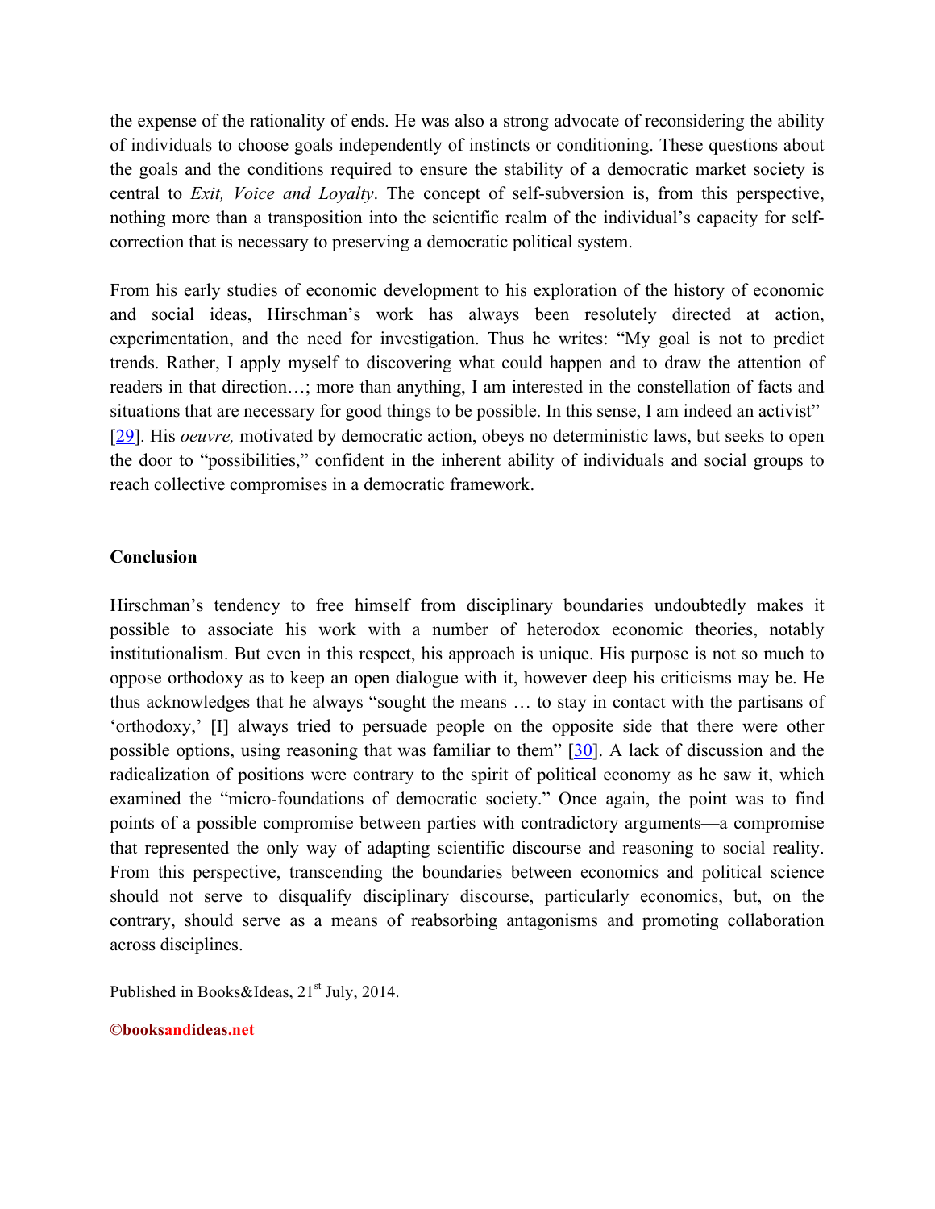the expense of the rationality of ends. He was also a strong advocate of reconsidering the ability of individuals to choose goals independently of instincts or conditioning. These questions about the goals and the conditions required to ensure the stability of a democratic market society is central to *Exit, Voice and Loyalty*. The concept of self-subversion is, from this perspective, nothing more than a transposition into the scientific realm of the individual's capacity for self-correction that is necessary to preserving a democratic political system.

From his early studies of economic development to his exploration of the history of economic and social ideas, Hirschman's work has always been resolutely directed at action, experimentation, and the need for investigation. Thus he writes: "My goal is not to predict trends. Rather, I apply myself to discovering what could happen and to draw the attention of readers in that direction…; more than anything, I am interested in the constellation of facts and situations that are necessary for good things to be possible. In this sense, I am indeed an activist" [29]. His *oeuvre,* motivated by democratic action, obeys no deterministic laws, but seeks to open the door to "possibilities," confident in the inherent ability of individuals and social groups to reach collective compromises in a democratic framework.

## Conclusion

Hirschman's tendency to free himself from disciplinary boundaries undoubtedly makes it possible to associate his work with a number of heterodox economic theories, notably institutionalism. But even in this respect, his approach is unique. His purpose is not so much to oppose orthodoxy as to keep an open dialogue with it, however deep his criticisms may be. He thus acknowledges that he always "sought the means … to stay in contact with the partisans of 'orthodoxy,' [I] always tried to persuade people on the opposite side that there were other possible options, using reasoning that was familiar to them" [30]. A lack of discussion and the radicalization of positions were contrary to the spirit of political economy as he saw it, which examined the "micro-foundations of democratic society." Once again, the point was to find points of a possible compromise between parties with contradictory arguments—a compromise that represented the only way of adapting scientific discourse and reasoning to social reality. From this perspective, transcending the boundaries between economics and political science should not serve to disqualify disciplinary discourse, particularly economics, but, on the contrary, should serve as a means of reabsorbing antagonisms and promoting collaboration across disciplines.

Published in Books&Ideas, 21st July, 2014.

**©booksandideas.net**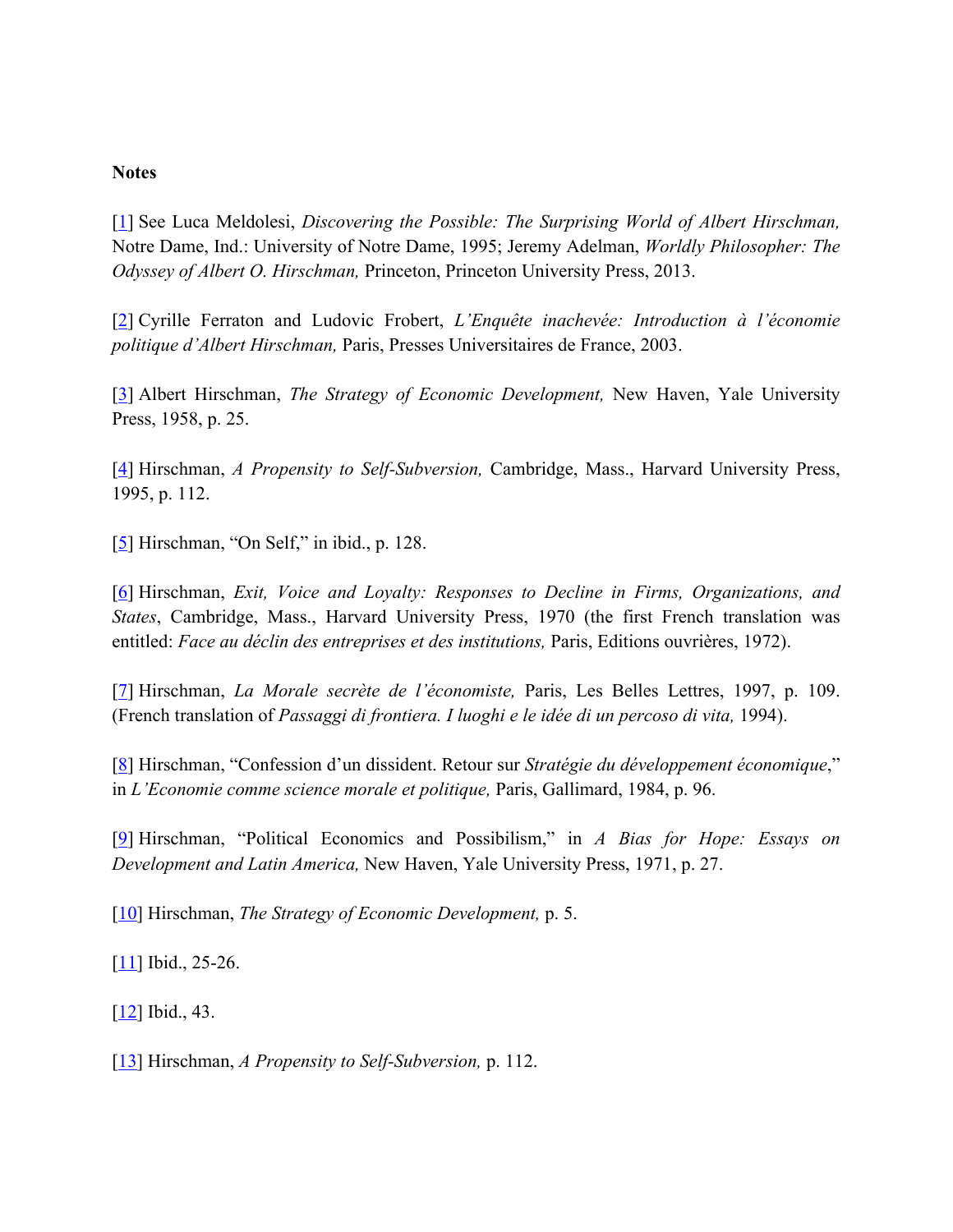**Notes**

[1] See Luca Meldolesi, *Discovering the Possible: The Surprising World of Albert Hirschman,* Notre Dame, Ind.: University of Notre Dame, 1995; Jeremy Adelman, *Worldly Philosopher: The Odyssey of Albert O. Hirschman,* Princeton, Princeton University Press, 2013.

[2] Cyrille Ferraton and Ludovic Frobert, *L'Enquête inachevée: Introduction à l'économie politique d'Albert Hirschman,* Paris, Presses Universitaires de France, 2003.

[3] Albert Hirschman, *The Strategy of Economic Development,* New Haven, Yale University Press, 1958, p. 25.

[4] Hirschman, *A Propensity to Self-Subversion,* Cambridge, Mass., Harvard University Press, 1995, p. 112.

[5] Hirschman, "On Self," in ibid., p. 128.

[6] Hirschman, *Exit, Voice and Loyalty: Responses to Decline in Firms, Organizations, and States*, Cambridge, Mass., Harvard University Press, 1970 (the first French translation was entitled: *Face au déclin des entreprises et des institutions,* Paris, Editions ouvrières, 1972).

[7] Hirschman, *La Morale secrète de l'économiste,* Paris, Les Belles Lettres, 1997, p. 109. (French translation of *Passaggi di frontiera. I luoghi e le idée di un percoso di vita,* 1994).

[8] Hirschman, "Confession d'un dissident. Retour sur *Stratégie du développement économique*," in *L'Economie comme science morale et politique,* Paris, Gallimard, 1984, p. 96.

[9] Hirschman, "Political Economics and Possibilism," in *A Bias for Hope: Essays on Development and Latin America,* New Haven, Yale University Press, 1971, p. 27.

[10] Hirschman, *The Strategy of Economic Development,* p. 5.

[11] Ibid., 25-26.

[12] Ibid., 43.

[13] Hirschman, *A Propensity to Self-Subversion,* p. 112.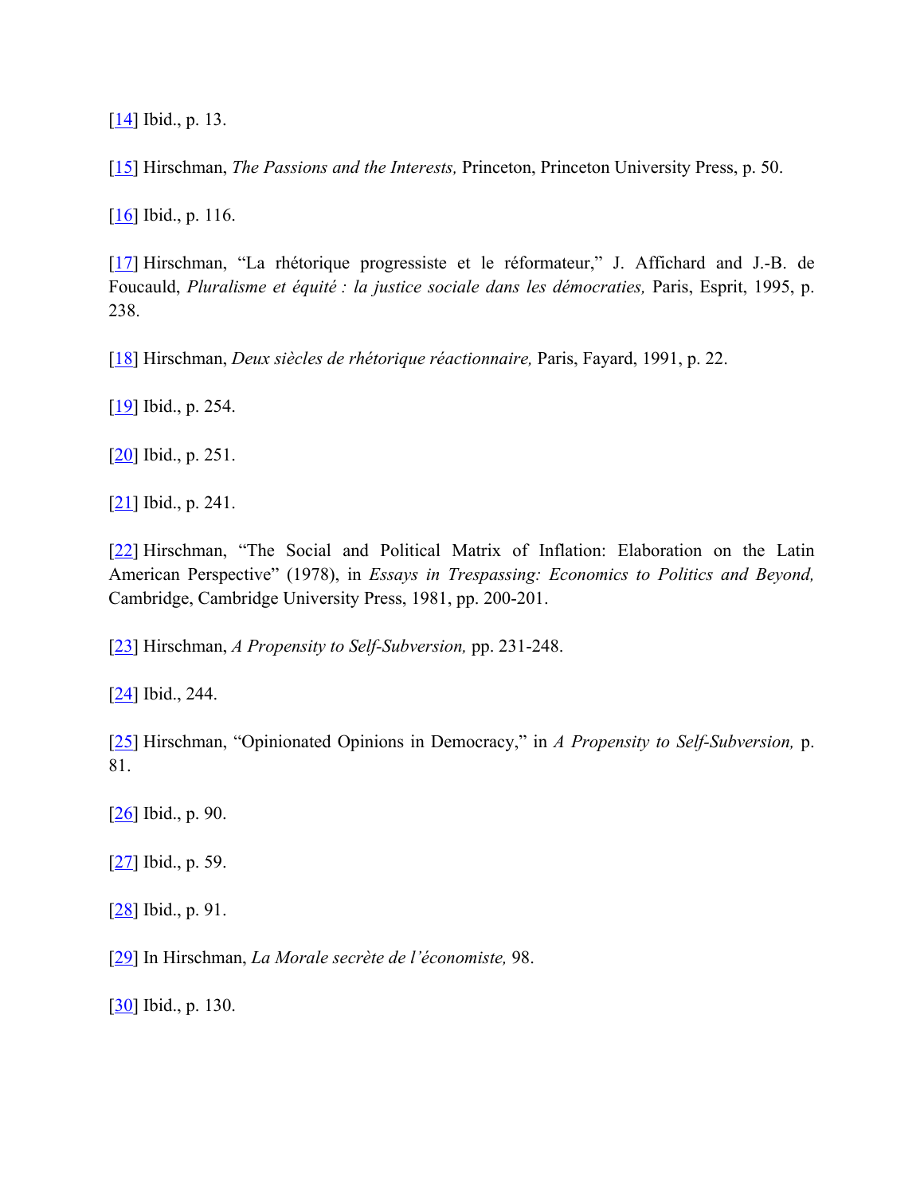[14] Ibid., p. 13.

[15] Hirschman, *The Passions and the Interests,* Princeton, Princeton University Press, p. 50.

[16] Ibid., p. 116.

[17] Hirschman, "La rhétorique progressiste et le réformateur," J. Affichard and J.-B. de Foucauld, *Pluralisme et équité : la justice sociale dans les démocraties,* Paris, Esprit, 1995, p. 238.

[18] Hirschman, *Deux siècles de rhétorique réactionnaire,* Paris, Fayard, 1991, p. 22.

[19] Ibid., p. 254.

[20] Ibid., p. 251.

[21] Ibid., p. 241.

[22] Hirschman, "The Social and Political Matrix of Inflation: Elaboration on the Latin American Perspective" (1978), in *Essays in Trespassing: Economics to Politics and Beyond,* Cambridge, Cambridge University Press, 1981, pp. 200-201.

[23] Hirschman, *A Propensity to Self-Subversion,* pp. 231-248.

[24] Ibid., 244.

[25] Hirschman, "Opinionated Opinions in Democracy," in *A Propensity to Self-Subversion,* p. 81.

[26] Ibid., p. 90.

[27] Ibid., p. 59.

[28] Ibid., p. 91.

[29] In Hirschman, *La Morale secrète de l'économiste,* 98.

[30] Ibid., p. 130.